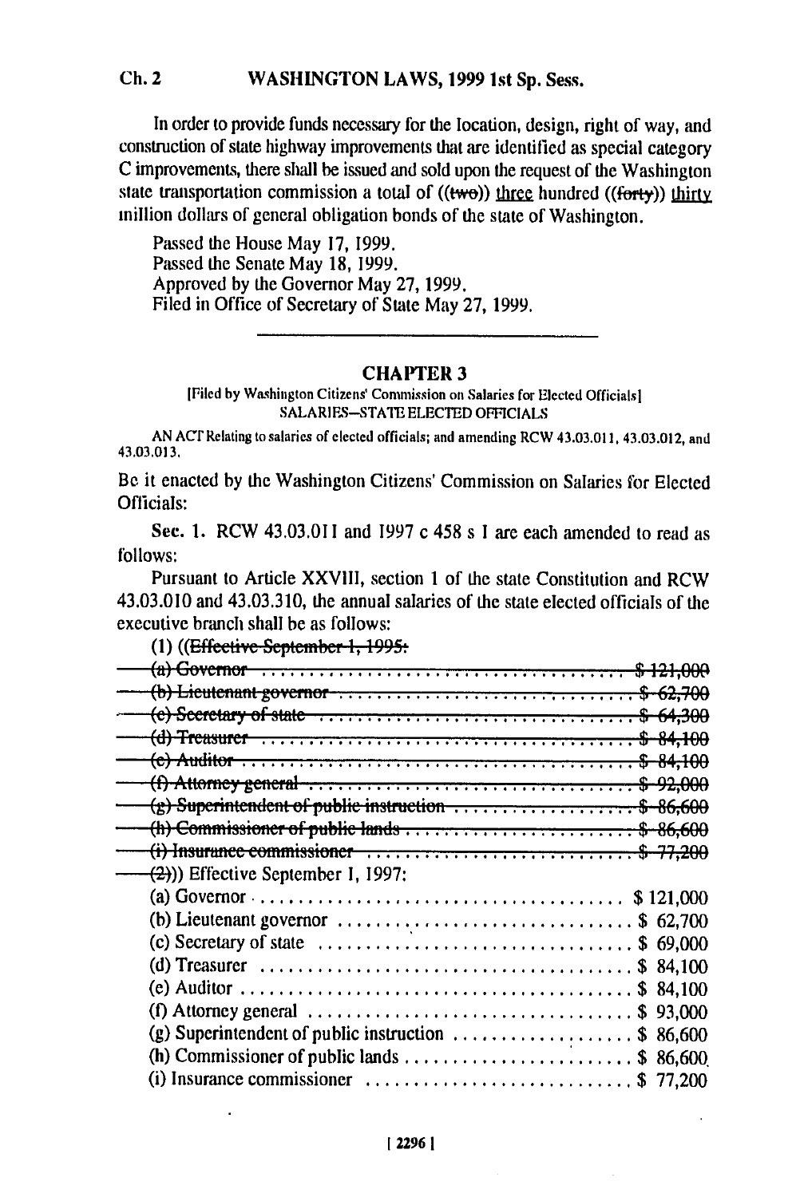In order to provide funds necessary for the location, design, right of way, and construction of state highway improvements that are identified as special category C improvements, there shall be issued and sold upon the request of the Washington state transportation commission a total of ((~~two~~)) <u>three</u> hundred ((~~forty~~)) <u>thirty</u> million dollars of general obligation bonds of the state of Washington.

Passed the House May 17, 1999.
Passed the Senate May 18, 1999.
Approved by the Governor May 27, 1999.
Filed in Office of Secretary of State May 27, 1999.

---

## CHAPTER 3

[Filed by Washington Citizens' Commission on Salaries for Elected Officials]
SALARIES—STATE ELECTED OFFICIALS

AN ACT Relating to salaries of elected officials; and amending RCW 43.03.011, 43.03.012, and 43.03.013.

Be it enacted by the Washington Citizens' Commission on Salaries for Elected Officials:

**Sec. 1.** RCW 43.03.011 and 1997 c 458 s 1 are each amended to read as follows:

Pursuant to Article XXVIII, section 1 of the state Constitution and RCW 43.03.010 and 43.03.310, the annual salaries of the state elected officials of the executive branch shall be as follows:

(1) ((~~Effective September 1, 1995:~~

~~(a) Governor .................................... $ 121,000~~
~~(b) Lieutenant governor .......................... $ 62,700~~
~~(c) Secretary of state ........................... $ 64,300~~
~~(d) Treasurer ..................................... $ 84,100~~
~~(e) Auditor ....................................... $ 84,100~~
~~(f) Attorney general .............................. $ 92,000~~
~~(g) Superintendent of public instruction .......... $ 86,600~~
~~(h) Commissioner of public lands .................. $ 86,600~~
~~(i) Insurance commissioner ........................ $ 77,200~~

~~(2)~~)) Effective September 1, 1997:

(a) Governor .................................... $ 121,000
(b) Lieutenant governor .......................... $ 62,700
(c) Secretary of state ........................... $ 69,000
(d) Treasurer ..................................... $ 84,100
(e) Auditor ....................................... $ 84,100
(f) Attorney general .............................. $ 93,000
(g) Superintendent of public instruction .......... $ 86,600
(h) Commissioner of public lands .................. $ 86,600
(i) Insurance commissioner ........................ $ 77,200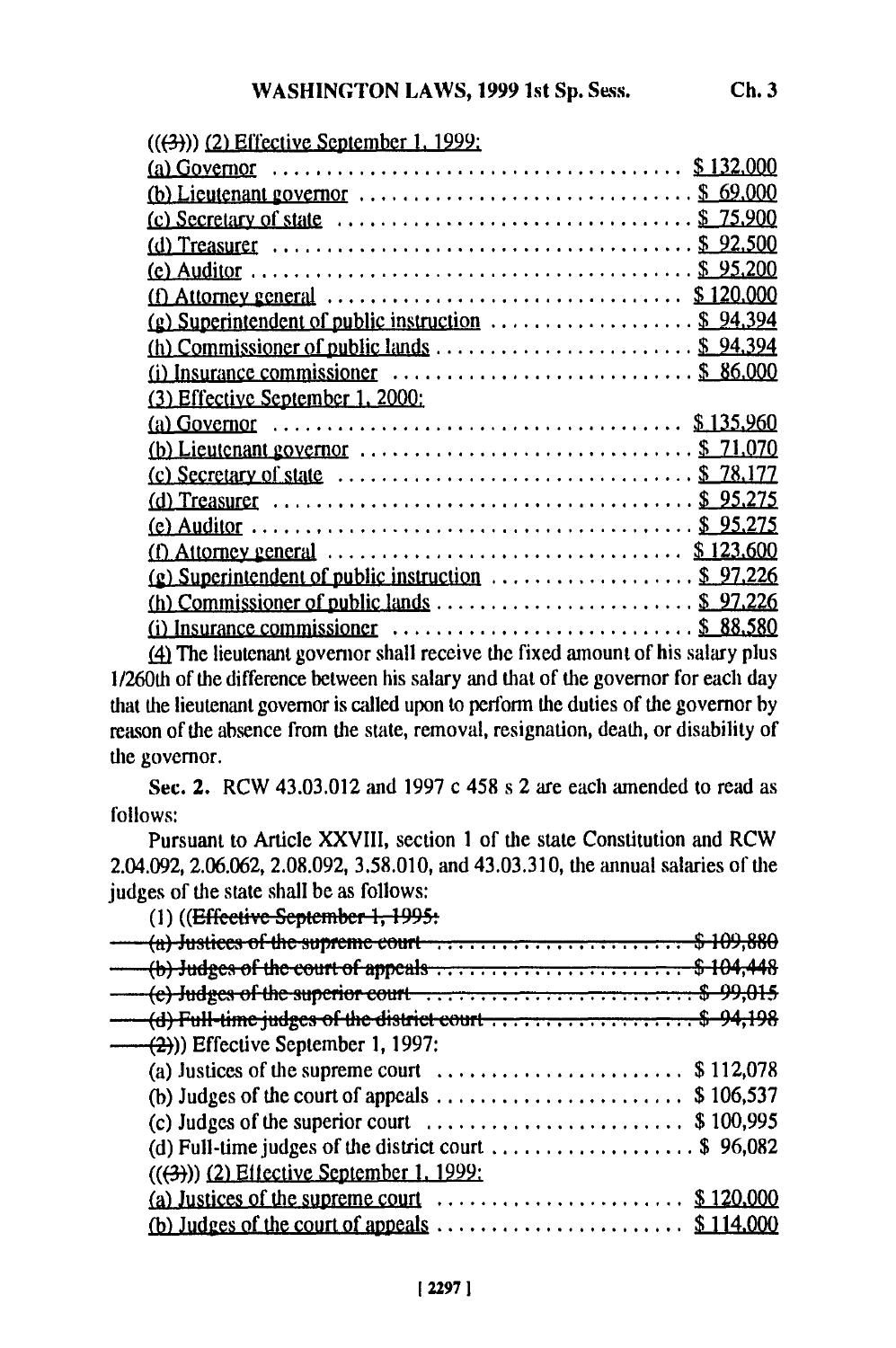((~~(3)~~)) (2) Effective September 1, 1999:

(a) Governor .................................... $ 132,000

(b) Lieutenant governor .............................. $ 69,000

(c) Secretary of state ............................... $ 75,900

(d) Treasurer ...................................... $ 92,500

(e) Auditor ........................................ $ 95,200

(f) Attorney general ................................ $ 120,000

(g) Superintendent of public instruction ................... $ 94,394

(h) Commissioner of public lands ......................... $ 94,394

(i) Insurance commissioner ............................ $ 86,000

(3) Effective September 1, 2000:

(a) Governor .................................... $ 135,960

(b) Lieutenant governor .............................. $ 71,070

(c) Secretary of state ............................... $ 78,177

(d) Treasurer ...................................... $ 95,275

(e) Auditor ........................................ $ 95,275

(f) Attorney general ................................ $ 123,600

(g) Superintendent of public instruction ................... $ 97,226

(h) Commissioner of public lands ......................... $ 97,226

(i) Insurance commissioner ............................ $ 88,580

(4) The lieutenant governor shall receive the fixed amount of his salary plus 1/260th of the difference between his salary and that of the governor for each day that the lieutenant governor is called upon to perform the duties of the governor by reason of the absence from the state, removal, resignation, death, or disability of the governor.

**Sec. 2.** RCW 43.03.012 and 1997 c 458 s 2 are each amended to read as follows:

Pursuant to Article XXVIII, section 1 of the state Constitution and RCW 2.04.092, 2.06.062, 2.08.092, 3.58.010, and 43.03.310, the annual salaries of the judges of the state shall be as follows:

(1) ((~~Effective September 1, 1995:~~

~~(a) Justices of the supreme court ........................ $ 109,880~~

~~(b) Judges of the court of appeals ........................ $ 104,448~~

~~(c) Judges of the superior court .......................... $ 99,015~~

~~(d) Full-time judges of the district court .................. $ 94,198~~

~~(2)~~)) Effective September 1, 1997:

(a) Justices of the supreme court ........................ $ 112,078

(b) Judges of the court of appeals ........................ $ 106,537

(c) Judges of the superior court .......................... $ 100,995

(d) Full-time judges of the district court .................. $ 96,082

((~~(3)~~)) (2) Effective September 1, 1999:

(a) Justices of the supreme court ........................ $ 120,000

(b) Judges of the court of appeals ........................ $ 114,000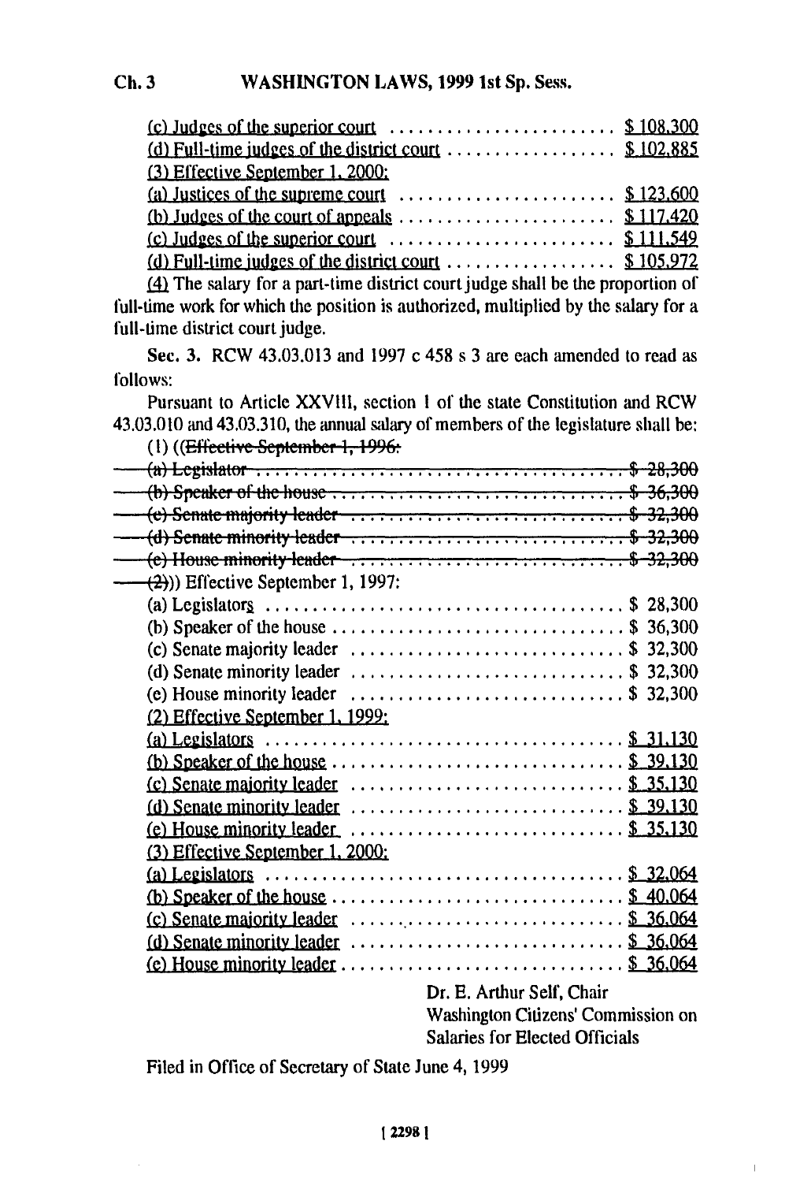(c) Judges of the superior court ........................ $ 108,300
(d) Full-time judges of the district court .................. $ 102,885
(3) Effective September 1, 2000:
(a) Justices of the supreme court ....................... $ 123,600
(b) Judges of the court of appeals ....................... $ 117,420
(c) Judges of the superior court ........................ $ 111,549
(d) Full-time judges of the district court .................. $ 105,972

(4) The salary for a part-time district court judge shall be the proportion of full-time work for which the position is authorized, multiplied by the salary for a full-time district court judge.

Sec. 3. RCW 43.03.013 and 1997 c 458 s 3 are each amended to read as follows:

Pursuant to Article XXVIII, section 1 of the state Constitution and RCW 43.03.010 and 43.03.310, the annual salary of members of the legislature shall be:

(1) ((~~Effective September 1, 1996:~~
~~(a) Legislator ........................................ $ 28,300~~
~~(b) Speaker of the house ............................... $ 36,300~~
~~(c) Senate majority leader ............................. $ 32,300~~
~~(d) Senate minority leader ............................. $ 32,300~~
~~(e) House minority leader .............................. $ 32,300~~
~~(2)~~)) Effective September 1, 1997:
(a) Legislators ..................................... $ 28,300
(b) Speaker of the house ............................... $ 36,300
(c) Senate majority leader ............................. $ 32,300
(d) Senate minority leader ............................. $ 32,300
(e) House minority leader .............................. $ 32,300
(2) Effective September 1, 1999:
(a) Legislators ..................................... $ 31,130
(b) Speaker of the house ............................... $ 39,130
(c) Senate majority leader ............................. $ 35,130
(d) Senate minority leader ............................. $ 39,130
(e) House minority leader .............................. $ 35,130
(3) Effective September 1, 2000:
(a) Legislators ..................................... $ 32,064
(b) Speaker of the house ............................... $ 40,064
(c) Senate majority leader ............................. $ 36,064
(d) Senate minority leader ............................. $ 36,064
(e) House minority leader .............................. $ 36,064

Dr. E. Arthur Self, Chair
Washington Citizens' Commission on Salaries for Elected Officials

Filed in Office of Secretary of State June 4, 1999